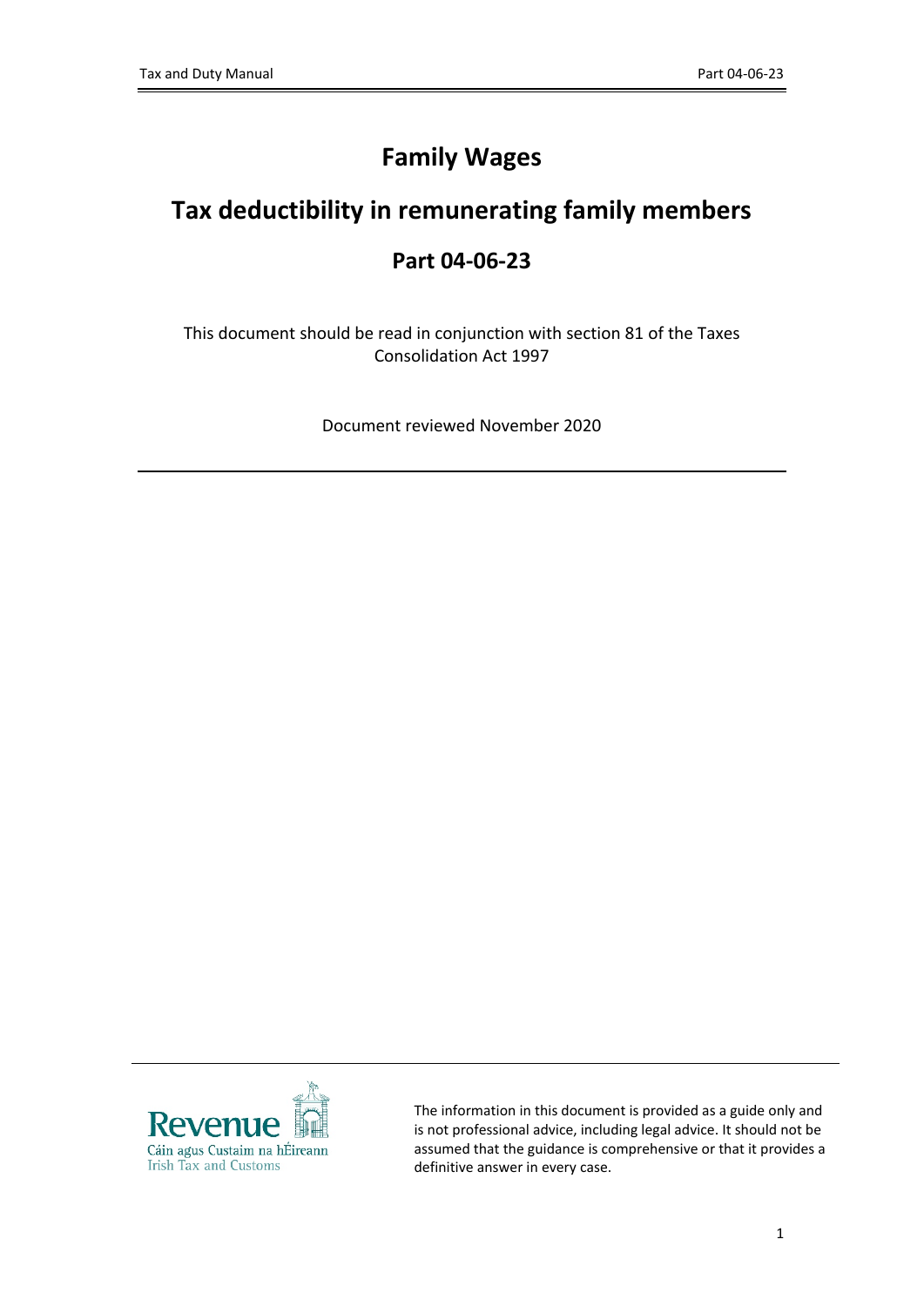# Family Wages

# Tax deductibility in remunerating family members

## Part 04-06-23

This document should be read in conjunction with section 81 of the Taxes Consolidation Act 1997

Document reviewed November 2020

The information in this document is provided as a guide only and is not professional advice, including legal advice. It should not be assumed that the guidance is comprehensive or that it provides a definitive answer in every case.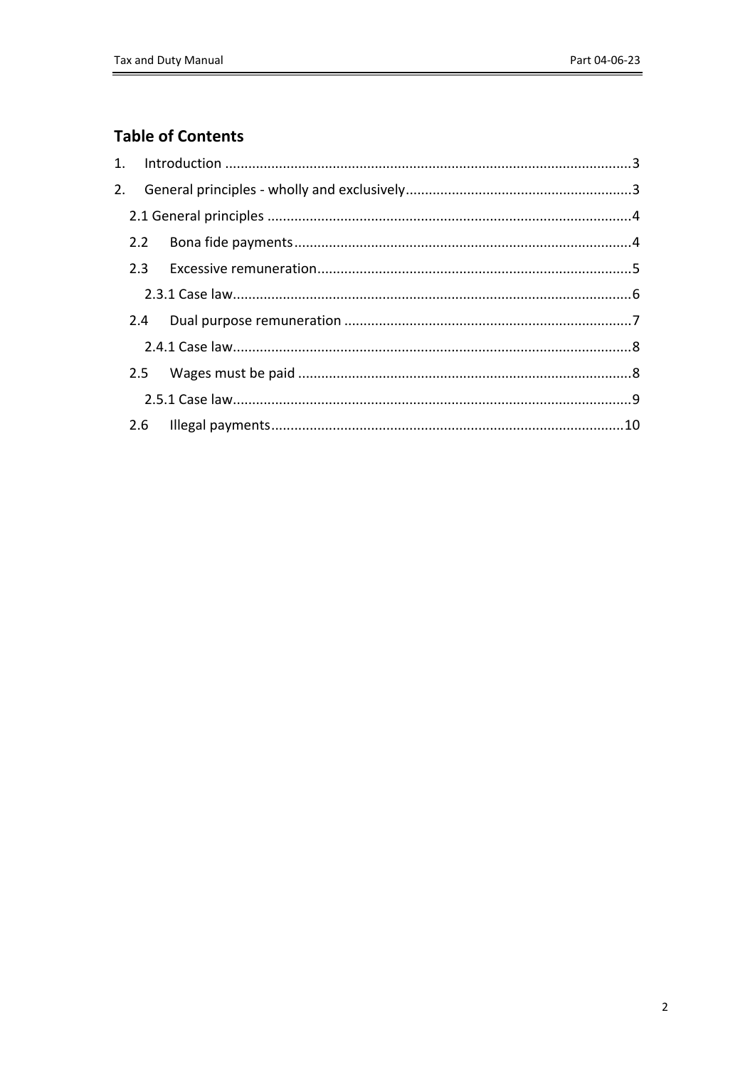## Table of Contents

1. Introduction ......................................................................................................3
2. General principles - wholly and exclusively..........................................................3
   - 2.1 General principles .............................................................................................4
   - 2.2 Bona fide payments.......................................................................................4
   - 2.3 Excessive remuneration.................................................................................5
     - 2.3.1 Case law.......................................................................................................6
   - 2.4 Dual purpose remuneration ..........................................................................7
     - 2.4.1 Case law.......................................................................................................8
   - 2.5 Wages must be paid ......................................................................................8
     - 2.5.1 Case law.......................................................................................................9
   - 2.6 Illegal payments...........................................................................................10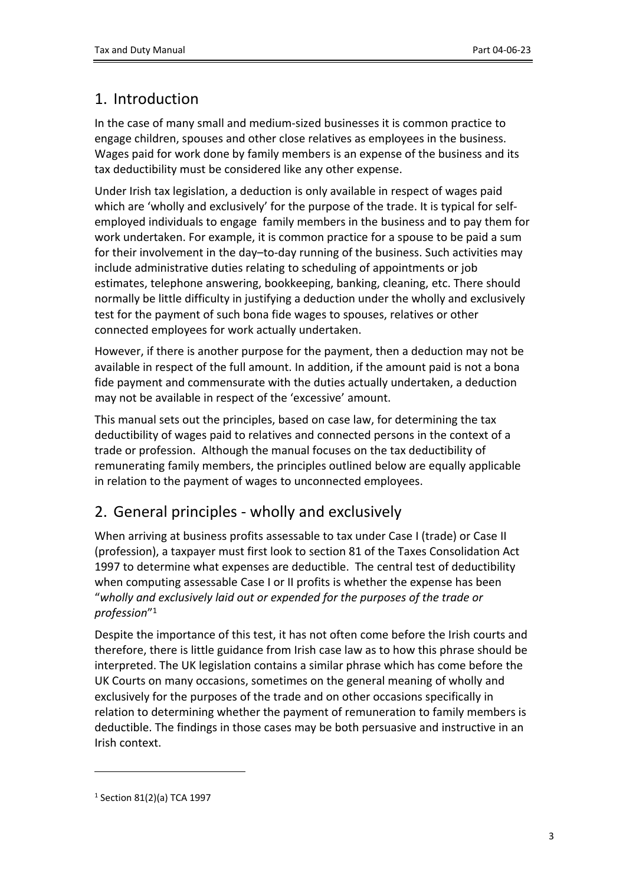## 1. Introduction

In the case of many small and medium-sized businesses it is common practice to engage children, spouses and other close relatives as employees in the business. Wages paid for work done by family members is an expense of the business and its tax deductibility must be considered like any other expense.

Under Irish tax legislation, a deduction is only available in respect of wages paid which are 'wholly and exclusively' for the purpose of the trade. It is typical for self-employed individuals to engage family members in the business and to pay them for work undertaken. For example, it is common practice for a spouse to be paid a sum for their involvement in the day–to-day running of the business. Such activities may include administrative duties relating to scheduling of appointments or job estimates, telephone answering, bookkeeping, banking, cleaning, etc. There should normally be little difficulty in justifying a deduction under the wholly and exclusively test for the payment of such bona fide wages to spouses, relatives or other connected employees for work actually undertaken.

However, if there is another purpose for the payment, then a deduction may not be available in respect of the full amount. In addition, if the amount paid is not a bona fide payment and commensurate with the duties actually undertaken, a deduction may not be available in respect of the 'excessive' amount.

This manual sets out the principles, based on case law, for determining the tax deductibility of wages paid to relatives and connected persons in the context of a trade or profession. Although the manual focuses on the tax deductibility of remunerating family members, the principles outlined below are equally applicable in relation to the payment of wages to unconnected employees.

## 2. General principles - wholly and exclusively

When arriving at business profits assessable to tax under Case I (trade) or Case II (profession), a taxpayer must first look to section 81 of the Taxes Consolidation Act 1997 to determine what expenses are deductible. The central test of deductibility when computing assessable Case I or II profits is whether the expense has been "*wholly and exclusively laid out or expended for the purposes of the trade or profession*"[1]

Despite the importance of this test, it has not often come before the Irish courts and therefore, there is little guidance from Irish case law as to how this phrase should be interpreted. The UK legislation contains a similar phrase which has come before the UK Courts on many occasions, sometimes on the general meaning of wholly and exclusively for the purposes of the trade and on other occasions specifically in relation to determining whether the payment of remuneration to family members is deductible. The findings in those cases may be both persuasive and instructive in an Irish context.

---

[1] Section 81(2)(a) TCA 1997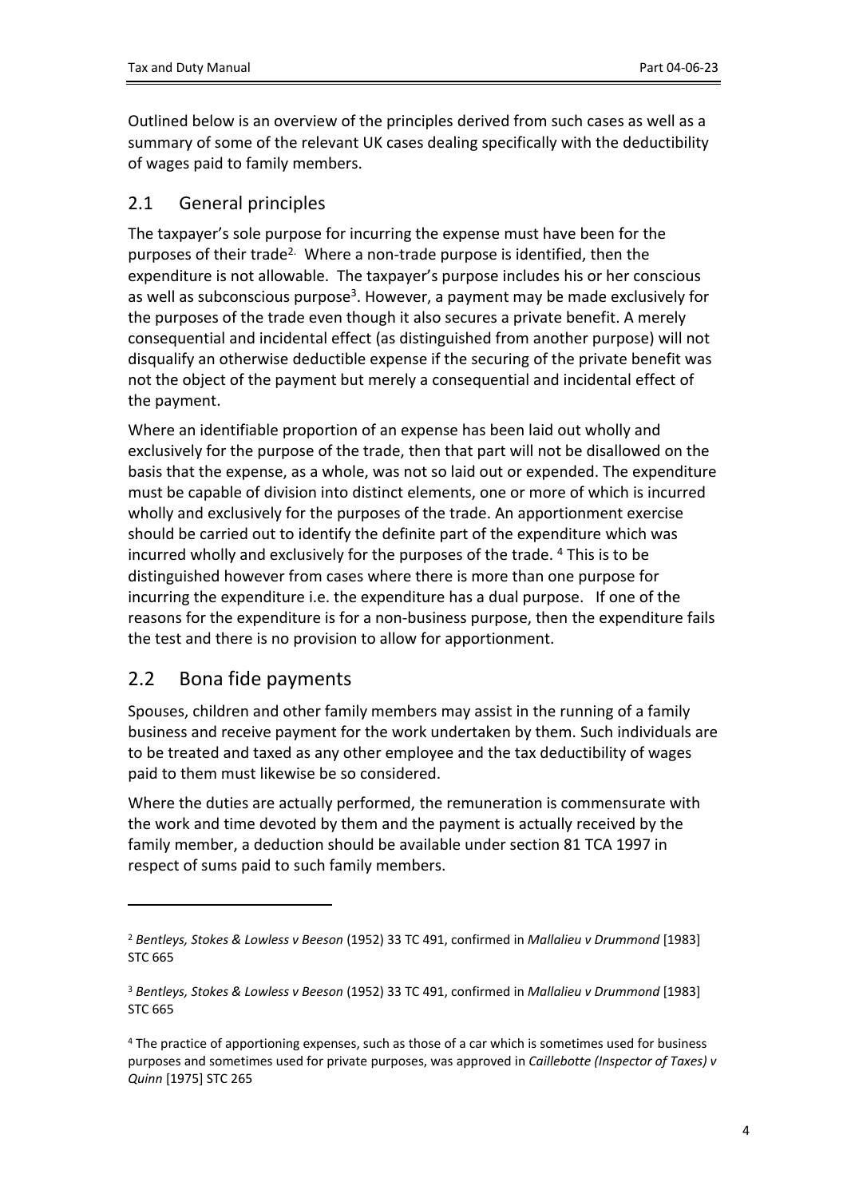Outlined below is an overview of the principles derived from such cases as well as a summary of some of the relevant UK cases dealing specifically with the deductibility of wages paid to family members.

## 2.1 General principles

The taxpayer's sole purpose for incurring the expense must have been for the purposes of their trade[2]. Where a non-trade purpose is identified, then the expenditure is not allowable. The taxpayer's purpose includes his or her conscious as well as subconscious purpose[3]. However, a payment may be made exclusively for the purposes of the trade even though it also secures a private benefit. A merely consequential and incidental effect (as distinguished from another purpose) will not disqualify an otherwise deductible expense if the securing of the private benefit was not the object of the payment but merely a consequential and incidental effect of the payment.

Where an identifiable proportion of an expense has been laid out wholly and exclusively for the purpose of the trade, then that part will not be disallowed on the basis that the expense, as a whole, was not so laid out or expended. The expenditure must be capable of division into distinct elements, one or more of which is incurred wholly and exclusively for the purposes of the trade. An apportionment exercise should be carried out to identify the definite part of the expenditure which was incurred wholly and exclusively for the purposes of the trade. [4] This is to be distinguished however from cases where there is more than one purpose for incurring the expenditure i.e. the expenditure has a dual purpose. If one of the reasons for the expenditure is for a non-business purpose, then the expenditure fails the test and there is no provision to allow for apportionment.

## 2.2 Bona fide payments

Spouses, children and other family members may assist in the running of a family business and receive payment for the work undertaken by them. Such individuals are to be treated and taxed as any other employee and the tax deductibility of wages paid to them must likewise be so considered.

Where the duties are actually performed, the remuneration is commensurate with the work and time devoted by them and the payment is actually received by the family member, a deduction should be available under section 81 TCA 1997 in respect of sums paid to such family members.

---

[2] *Bentleys, Stokes & Lowless v Beeson* (1952) 33 TC 491, confirmed in *Mallalieu v Drummond* [1983] STC 665

[3] *Bentleys, Stokes & Lowless v Beeson* (1952) 33 TC 491, confirmed in *Mallalieu v Drummond* [1983] STC 665

[4] The practice of apportioning expenses, such as those of a car which is sometimes used for business purposes and sometimes used for private purposes, was approved in *Caillebotte (Inspector of Taxes) v Quinn* [1975] STC 265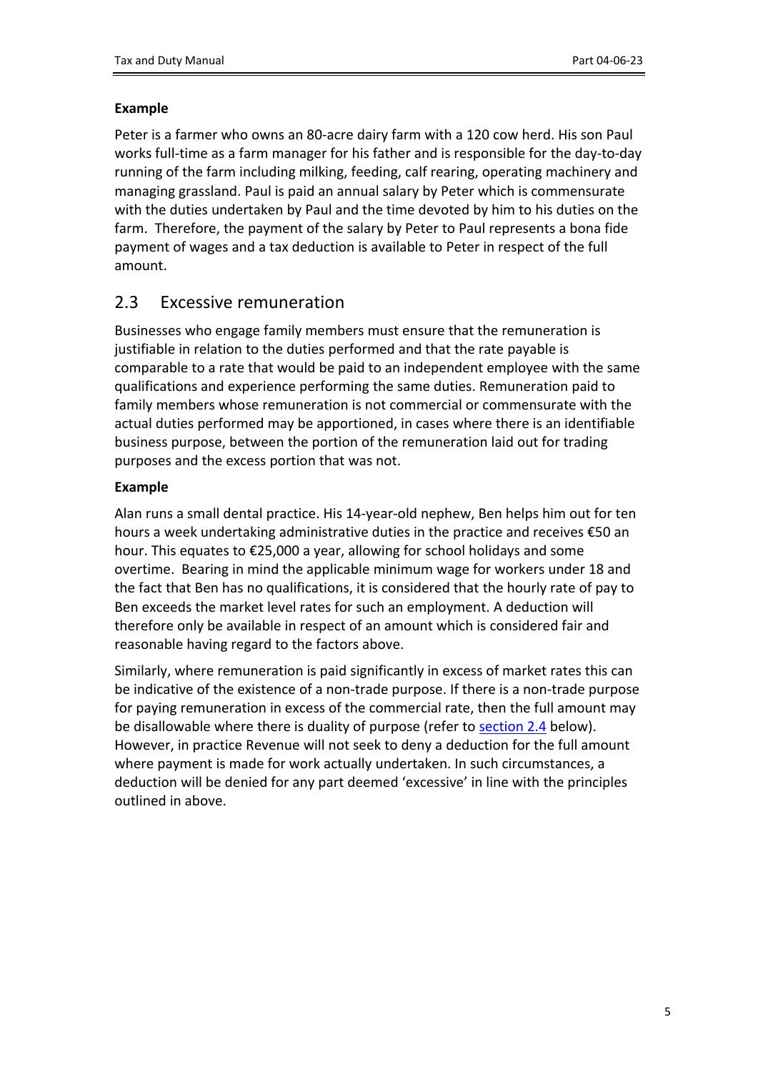**Example**

Peter is a farmer who owns an 80-acre dairy farm with a 120 cow herd. His son Paul works full-time as a farm manager for his father and is responsible for the day-to-day running of the farm including milking, feeding, calf rearing, operating machinery and managing grassland. Paul is paid an annual salary by Peter which is commensurate with the duties undertaken by Paul and the time devoted by him to his duties on the farm. Therefore, the payment of the salary by Peter to Paul represents a bona fide payment of wages and a tax deduction is available to Peter in respect of the full amount.

## 2.3 Excessive remuneration

Businesses who engage family members must ensure that the remuneration is justifiable in relation to the duties performed and that the rate payable is comparable to a rate that would be paid to an independent employee with the same qualifications and experience performing the same duties. Remuneration paid to family members whose remuneration is not commercial or commensurate with the actual duties performed may be apportioned, in cases where there is an identifiable business purpose, between the portion of the remuneration laid out for trading purposes and the excess portion that was not.

**Example**

Alan runs a small dental practice. His 14-year-old nephew, Ben helps him out for ten hours a week undertaking administrative duties in the practice and receives €50 an hour. This equates to €25,000 a year, allowing for school holidays and some overtime. Bearing in mind the applicable minimum wage for workers under 18 and the fact that Ben has no qualifications, it is considered that the hourly rate of pay to Ben exceeds the market level rates for such an employment. A deduction will therefore only be available in respect of an amount which is considered fair and reasonable having regard to the factors above.

Similarly, where remuneration is paid significantly in excess of market rates this can be indicative of the existence of a non-trade purpose. If there is a non-trade purpose for paying remuneration in excess of the commercial rate, then the full amount may be disallowable where there is duality of purpose (refer to section 2.4 below). However, in practice Revenue will not seek to deny a deduction for the full amount where payment is made for work actually undertaken. In such circumstances, a deduction will be denied for any part deemed 'excessive' in line with the principles outlined in above.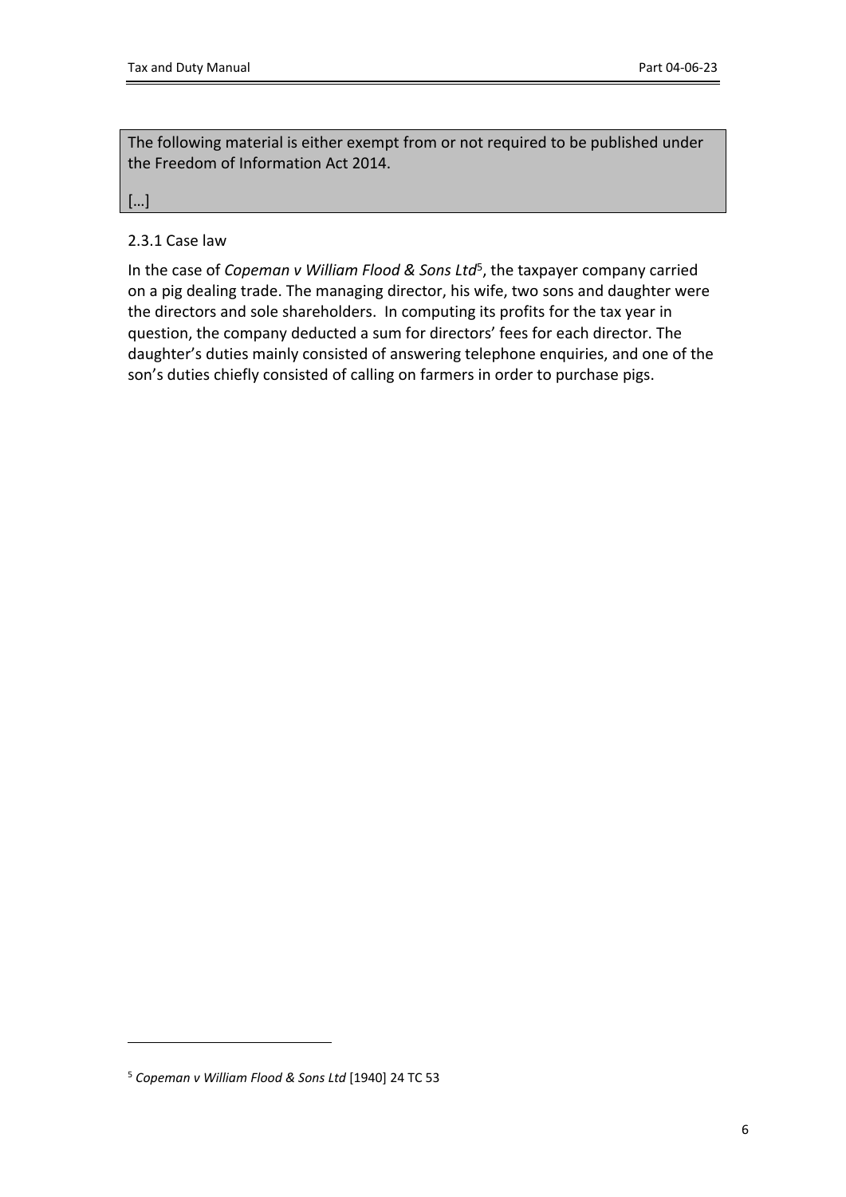The following material is either exempt from or not required to be published under the Freedom of Information Act 2014.

[…]

### 2.3.1 Case law

In the case of *Copeman v William Flood & Sons Ltd*[5], the taxpayer company carried on a pig dealing trade. The managing director, his wife, two sons and daughter were the directors and sole shareholders. In computing its profits for the tax year in question, the company deducted a sum for directors' fees for each director. The daughter's duties mainly consisted of answering telephone enquiries, and one of the son's duties chiefly consisted of calling on farmers in order to purchase pigs.

---

[5] *Copeman v William Flood & Sons Ltd* [1940] 24 TC 53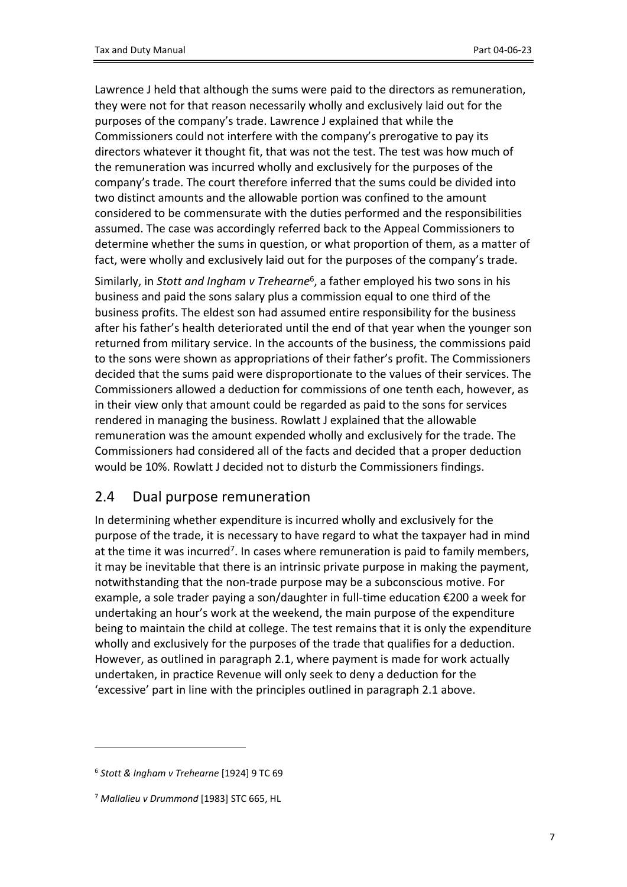Lawrence J held that although the sums were paid to the directors as remuneration, they were not for that reason necessarily wholly and exclusively laid out for the purposes of the company's trade. Lawrence J explained that while the Commissioners could not interfere with the company's prerogative to pay its directors whatever it thought fit, that was not the test. The test was how much of the remuneration was incurred wholly and exclusively for the purposes of the company's trade. The court therefore inferred that the sums could be divided into two distinct amounts and the allowable portion was confined to the amount considered to be commensurate with the duties performed and the responsibilities assumed. The case was accordingly referred back to the Appeal Commissioners to determine whether the sums in question, or what proportion of them, as a matter of fact, were wholly and exclusively laid out for the purposes of the company's trade.

Similarly, in *Stott and Ingham v Trehearne*[6], a father employed his two sons in his business and paid the sons salary plus a commission equal to one third of the business profits. The eldest son had assumed entire responsibility for the business after his father's health deteriorated until the end of that year when the younger son returned from military service. In the accounts of the business, the commissions paid to the sons were shown as appropriations of their father's profit. The Commissioners decided that the sums paid were disproportionate to the values of their services. The Commissioners allowed a deduction for commissions of one tenth each, however, as in their view only that amount could be regarded as paid to the sons for services rendered in managing the business. Rowlatt J explained that the allowable remuneration was the amount expended wholly and exclusively for the trade. The Commissioners had considered all of the facts and decided that a proper deduction would be 10%. Rowlatt J decided not to disturb the Commissioners findings.

## 2.4 Dual purpose remuneration

In determining whether expenditure is incurred wholly and exclusively for the purpose of the trade, it is necessary to have regard to what the taxpayer had in mind at the time it was incurred[7]. In cases where remuneration is paid to family members, it may be inevitable that there is an intrinsic private purpose in making the payment, notwithstanding that the non-trade purpose may be a subconscious motive. For example, a sole trader paying a son/daughter in full-time education €200 a week for undertaking an hour's work at the weekend, the main purpose of the expenditure being to maintain the child at college. The test remains that it is only the expenditure wholly and exclusively for the purposes of the trade that qualifies for a deduction. However, as outlined in paragraph 2.1, where payment is made for work actually undertaken, in practice Revenue will only seek to deny a deduction for the 'excessive' part in line with the principles outlined in paragraph 2.1 above.

---

[6] *Stott & Ingham v Trehearne* [1924] 9 TC 69

[7] *Mallalieu v Drummond* [1983] STC 665, HL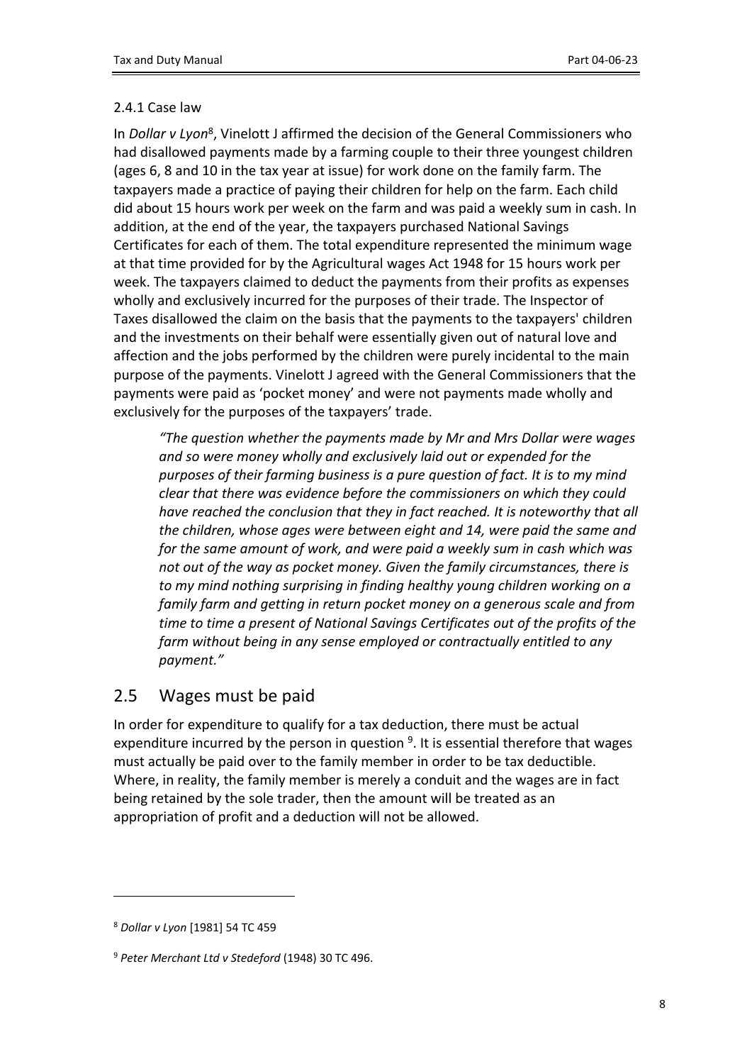### 2.4.1 Case law

In *Dollar v Lyon*[8], Vinelott J affirmed the decision of the General Commissioners who had disallowed payments made by a farming couple to their three youngest children (ages 6, 8 and 10 in the tax year at issue) for work done on the family farm. The taxpayers made a practice of paying their children for help on the farm. Each child did about 15 hours work per week on the farm and was paid a weekly sum in cash. In addition, at the end of the year, the taxpayers purchased National Savings Certificates for each of them. The total expenditure represented the minimum wage at that time provided for by the Agricultural wages Act 1948 for 15 hours work per week. The taxpayers claimed to deduct the payments from their profits as expenses wholly and exclusively incurred for the purposes of their trade. The Inspector of Taxes disallowed the claim on the basis that the payments to the taxpayers' children and the investments on their behalf were essentially given out of natural love and affection and the jobs performed by the children were purely incidental to the main purpose of the payments. Vinelott J agreed with the General Commissioners that the payments were paid as 'pocket money' and were not payments made wholly and exclusively for the purposes of the taxpayers' trade.

> *"The question whether the payments made by Mr and Mrs Dollar were wages and so were money wholly and exclusively laid out or expended for the purposes of their farming business is a pure question of fact. It is to my mind clear that there was evidence before the commissioners on which they could have reached the conclusion that they in fact reached. It is noteworthy that all the children, whose ages were between eight and 14, were paid the same and for the same amount of work, and were paid a weekly sum in cash which was not out of the way as pocket money. Given the family circumstances, there is to my mind nothing surprising in finding healthy young children working on a family farm and getting in return pocket money on a generous scale and from time to time a present of National Savings Certificates out of the profits of the farm without being in any sense employed or contractually entitled to any payment."*

## 2.5 Wages must be paid

In order for expenditure to qualify for a tax deduction, there must be actual expenditure incurred by the person in question [9]. It is essential therefore that wages must actually be paid over to the family member in order to be tax deductible. Where, in reality, the family member is merely a conduit and the wages are in fact being retained by the sole trader, then the amount will be treated as an appropriation of profit and a deduction will not be allowed.

---

[8] *Dollar v Lyon* [1981] 54 TC 459

[9] *Peter Merchant Ltd v Stedeford* (1948) 30 TC 496.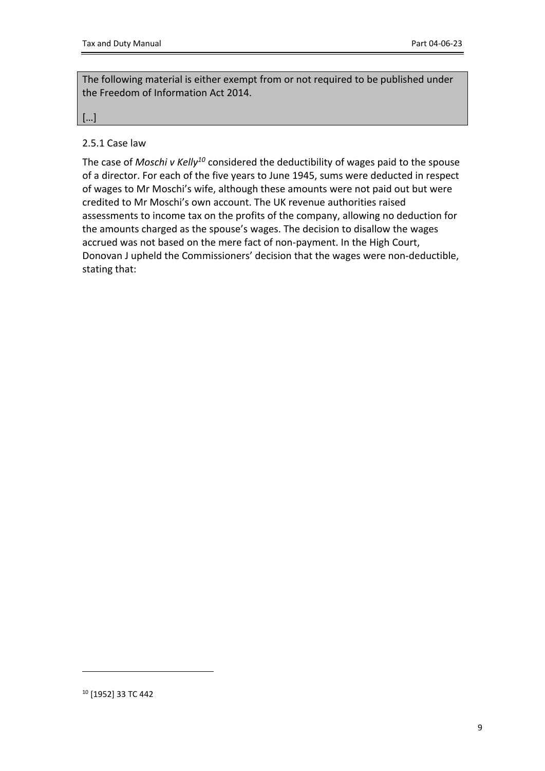The following material is either exempt from or not required to be published under the Freedom of Information Act 2014.

[…]

### 2.5.1 Case law

The case of *Moschi v Kelly*[10] considered the deductibility of wages paid to the spouse of a director. For each of the five years to June 1945, sums were deducted in respect of wages to Mr Moschi's wife, although these amounts were not paid out but were credited to Mr Moschi's own account. The UK revenue authorities raised assessments to income tax on the profits of the company, allowing no deduction for the amounts charged as the spouse's wages. The decision to disallow the wages accrued was not based on the mere fact of non-payment. In the High Court, Donovan J upheld the Commissioners' decision that the wages were non-deductible, stating that:

---

[10] [1952] 33 TC 442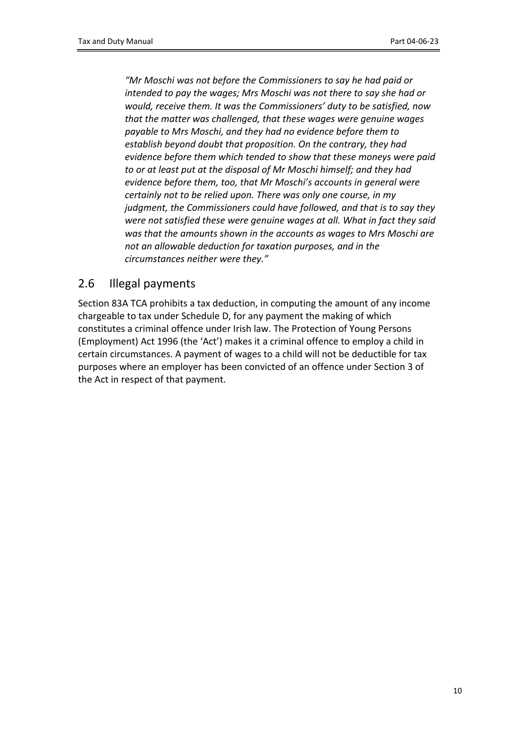*"Mr Moschi was not before the Commissioners to say he had paid or intended to pay the wages; Mrs Moschi was not there to say she had or would, receive them. It was the Commissioners' duty to be satisfied, now that the matter was challenged, that these wages were genuine wages payable to Mrs Moschi, and they had no evidence before them to establish beyond doubt that proposition. On the contrary, they had evidence before them which tended to show that these moneys were paid to or at least put at the disposal of Mr Moschi himself; and they had evidence before them, too, that Mr Moschi's accounts in general were certainly not to be relied upon. There was only one course, in my judgment, the Commissioners could have followed, and that is to say they were not satisfied these were genuine wages at all. What in fact they said was that the amounts shown in the accounts as wages to Mrs Moschi are not an allowable deduction for taxation purposes, and in the circumstances neither were they."*

## 2.6 Illegal payments

Section 83A TCA prohibits a tax deduction, in computing the amount of any income chargeable to tax under Schedule D, for any payment the making of which constitutes a criminal offence under Irish law. The Protection of Young Persons (Employment) Act 1996 (the 'Act') makes it a criminal offence to employ a child in certain circumstances. A payment of wages to a child will not be deductible for tax purposes where an employer has been convicted of an offence under Section 3 of the Act in respect of that payment.